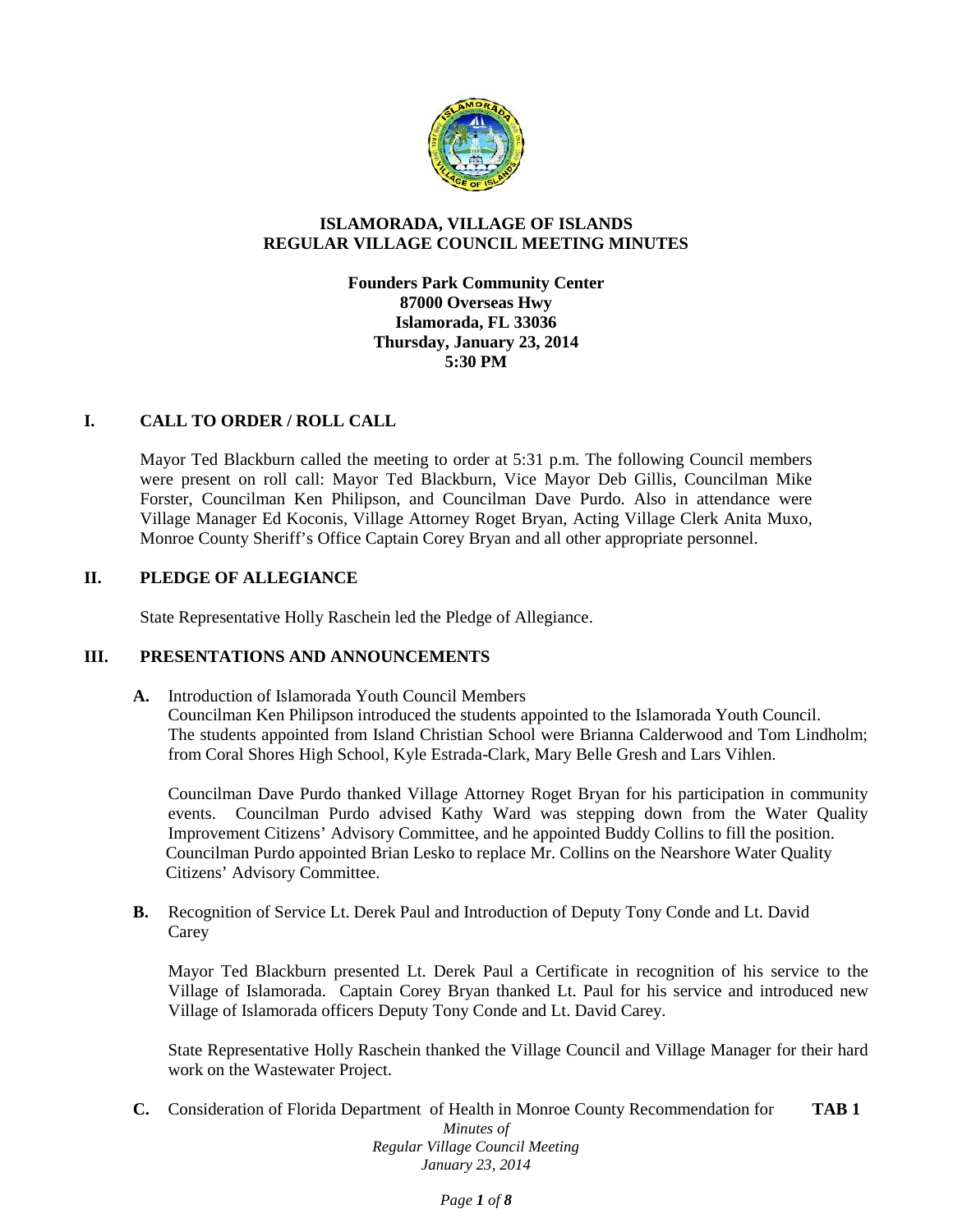# ISLAMORADA, VILLAGE OF ISLANDS
# REGULAR VILLAGE COUNCIL MEETING MINUTES

**Founders Park Community Center**
**87000 Overseas Hwy**
**Islamorada, FL 33036**
**Thursday, January 23, 2014**
**5:30 PM**

## I. CALL TO ORDER / ROLL CALL

Mayor Ted Blackburn called the meeting to order at 5:31 p.m. The following Council members were present on roll call: Mayor Ted Blackburn, Vice Mayor Deb Gillis, Councilman Mike Forster, Councilman Ken Philipson, and Councilman Dave Purdo. Also in attendance were Village Manager Ed Koconis, Village Attorney Roget Bryan, Acting Village Clerk Anita Muxo, Monroe County Sheriff's Office Captain Corey Bryan and all other appropriate personnel.

## II. PLEDGE OF ALLEGIANCE

State Representative Holly Raschein led the Pledge of Allegiance.

## III. PRESENTATIONS AND ANNOUNCEMENTS

**A.** Introduction of Islamorada Youth Council Members
Councilman Ken Philipson introduced the students appointed to the Islamorada Youth Council. The students appointed from Island Christian School were Brianna Calderwood and Tom Lindholm; from Coral Shores High School, Kyle Estrada-Clark, Mary Belle Gresh and Lars Vihlen.

Councilman Dave Purdo thanked Village Attorney Roget Bryan for his participation in community events. Councilman Purdo advised Kathy Ward was stepping down from the Water Quality Improvement Citizens' Advisory Committee, and he appointed Buddy Collins to fill the position. Councilman Purdo appointed Brian Lesko to replace Mr. Collins on the Nearshore Water Quality Citizens' Advisory Committee.

**B.** Recognition of Service Lt. Derek Paul and Introduction of Deputy Tony Conde and Lt. David Carey

Mayor Ted Blackburn presented Lt. Derek Paul a Certificate in recognition of his service to the Village of Islamorada. Captain Corey Bryan thanked Lt. Paul for his service and introduced new Village of Islamorada officers Deputy Tony Conde and Lt. David Carey.

State Representative Holly Raschein thanked the Village Council and Village Manager for their hard work on the Wastewater Project.

**C.** Consideration of Florida Department of Health in Monroe County Recommendation for **TAB 1**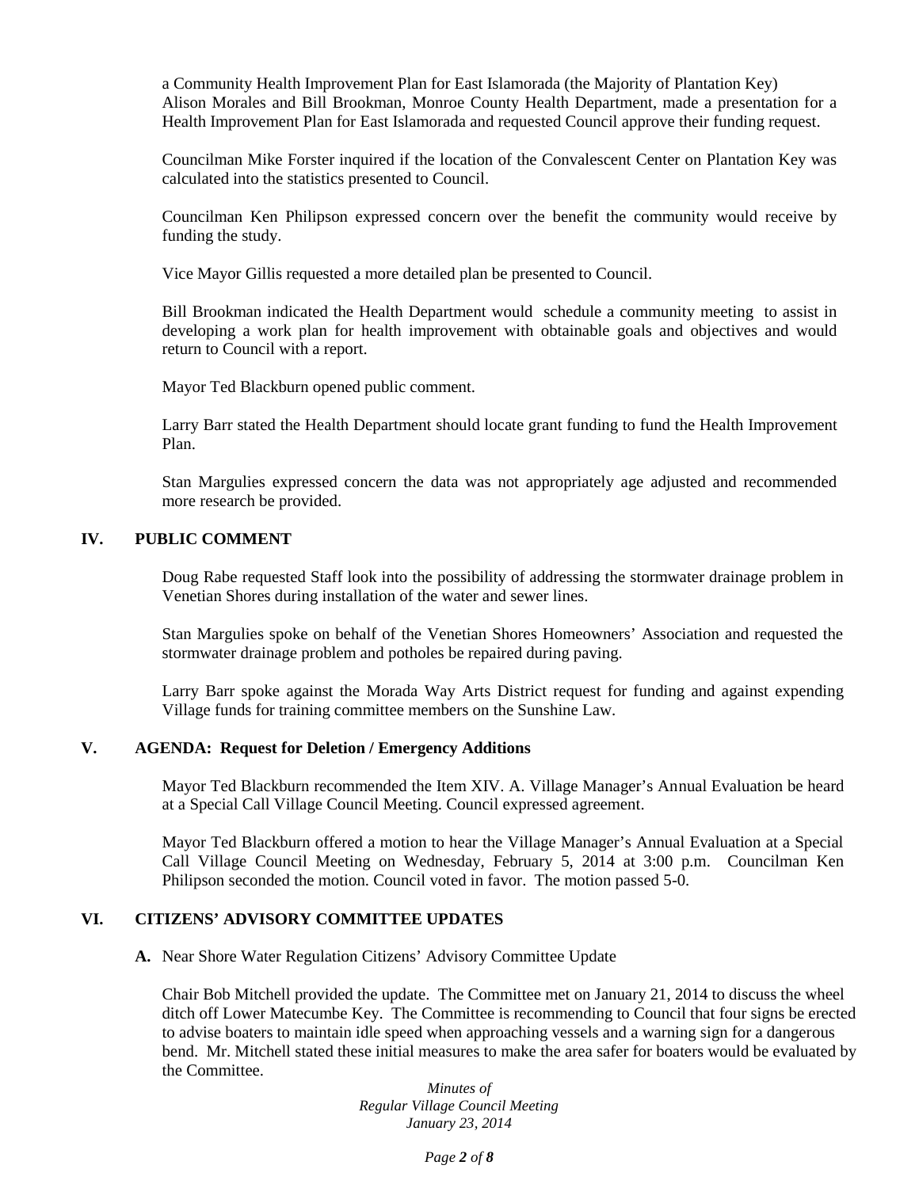a Community Health Improvement Plan for East Islamorada (the Majority of Plantation Key)
Alison Morales and Bill Brookman, Monroe County Health Department, made a presentation for a Health Improvement Plan for East Islamorada and requested Council approve their funding request.

Councilman Mike Forster inquired if the location of the Convalescent Center on Plantation Key was calculated into the statistics presented to Council.

Councilman Ken Philipson expressed concern over the benefit the community would receive by funding the study.

Vice Mayor Gillis requested a more detailed plan be presented to Council.

Bill Brookman indicated the Health Department would schedule a community meeting to assist in developing a work plan for health improvement with obtainable goals and objectives and would return to Council with a report.

Mayor Ted Blackburn opened public comment.

Larry Barr stated the Health Department should locate grant funding to fund the Health Improvement Plan.

Stan Margulies expressed concern the data was not appropriately age adjusted and recommended more research be provided.

## IV. PUBLIC COMMENT

Doug Rabe requested Staff look into the possibility of addressing the stormwater drainage problem in Venetian Shores during installation of the water and sewer lines.

Stan Margulies spoke on behalf of the Venetian Shores Homeowners' Association and requested the stormwater drainage problem and potholes be repaired during paving.

Larry Barr spoke against the Morada Way Arts District request for funding and against expending Village funds for training committee members on the Sunshine Law.

## V. AGENDA: Request for Deletion / Emergency Additions

Mayor Ted Blackburn recommended the Item XIV. A. Village Manager's Annual Evaluation be heard at a Special Call Village Council Meeting. Council expressed agreement.

Mayor Ted Blackburn offered a motion to hear the Village Manager's Annual Evaluation at a Special Call Village Council Meeting on Wednesday, February 5, 2014 at 3:00 p.m. Councilman Ken Philipson seconded the motion. Council voted in favor. The motion passed 5-0.

## VI. CITIZENS' ADVISORY COMMITTEE UPDATES

**A.** Near Shore Water Regulation Citizens' Advisory Committee Update

Chair Bob Mitchell provided the update. The Committee met on January 21, 2014 to discuss the wheel ditch off Lower Matecumbe Key. The Committee is recommending to Council that four signs be erected to advise boaters to maintain idle speed when approaching vessels and a warning sign for a dangerous bend. Mr. Mitchell stated these initial measures to make the area safer for boaters would be evaluated by the Committee.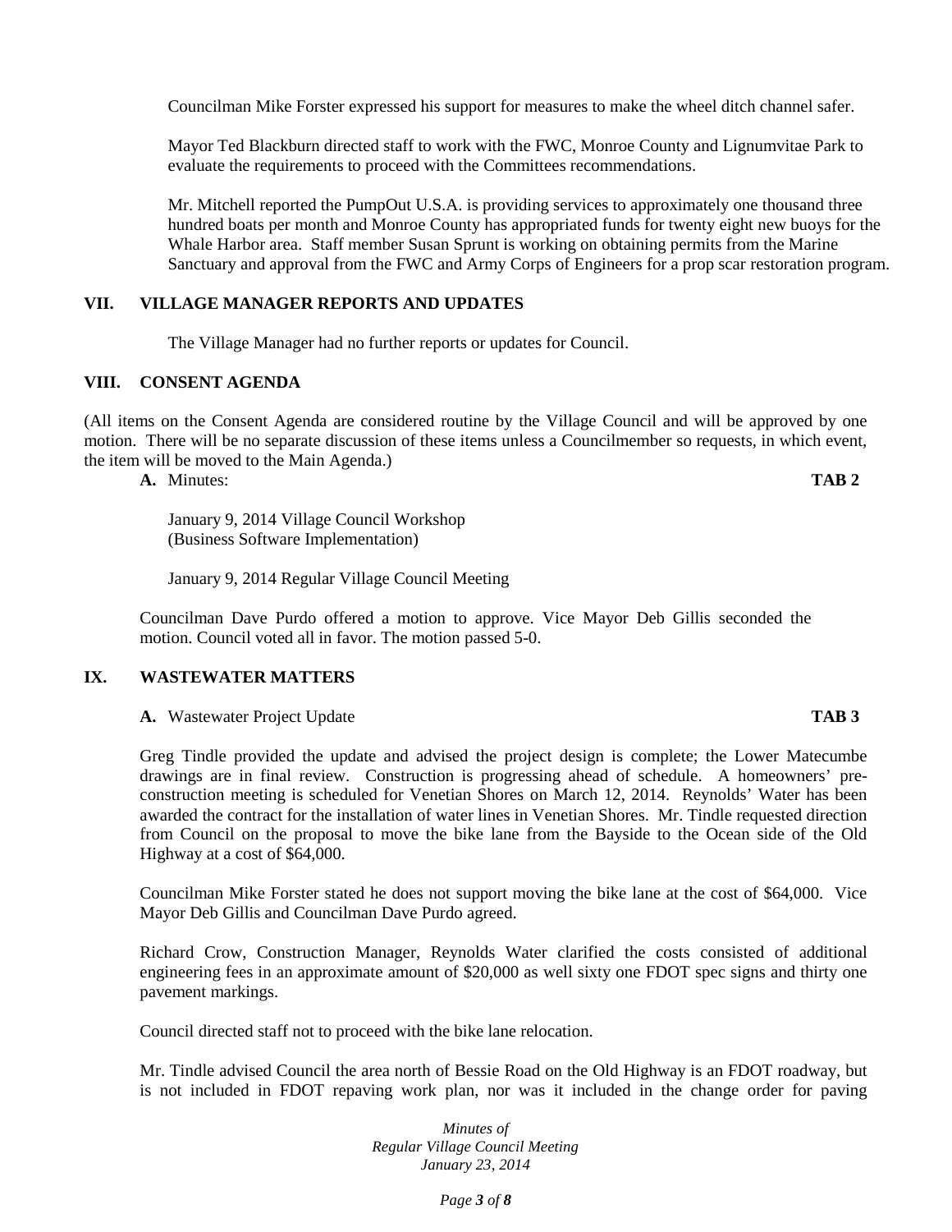Councilman Mike Forster expressed his support for measures to make the wheel ditch channel safer.

Mayor Ted Blackburn directed staff to work with the FWC, Monroe County and Lignumvitae Park to evaluate the requirements to proceed with the Committees recommendations.

Mr. Mitchell reported the PumpOut U.S.A. is providing services to approximately one thousand three hundred boats per month and Monroe County has appropriated funds for twenty eight new buoys for the Whale Harbor area. Staff member Susan Sprunt is working on obtaining permits from the Marine Sanctuary and approval from the FWC and Army Corps of Engineers for a prop scar restoration program.

## VII. VILLAGE MANAGER REPORTS AND UPDATES

The Village Manager had no further reports or updates for Council.

## VIII. CONSENT AGENDA

(All items on the Consent Agenda are considered routine by the Village Council and will be approved by one motion. There will be no separate discussion of these items unless a Councilmember so requests, in which event, the item will be moved to the Main Agenda.)

**A.** Minutes: **TAB 2**

January 9, 2014 Village Council Workshop
(Business Software Implementation)

January 9, 2014 Regular Village Council Meeting

Councilman Dave Purdo offered a motion to approve. Vice Mayor Deb Gillis seconded the motion. Council voted all in favor. The motion passed 5-0.

## IX. WASTEWATER MATTERS

**A.** Wastewater Project Update **TAB 3**

Greg Tindle provided the update and advised the project design is complete; the Lower Matecumbe drawings are in final review. Construction is progressing ahead of schedule. A homeowners' pre-construction meeting is scheduled for Venetian Shores on March 12, 2014. Reynolds' Water has been awarded the contract for the installation of water lines in Venetian Shores. Mr. Tindle requested direction from Council on the proposal to move the bike lane from the Bayside to the Ocean side of the Old Highway at a cost of $64,000.

Councilman Mike Forster stated he does not support moving the bike lane at the cost of $64,000. Vice Mayor Deb Gillis and Councilman Dave Purdo agreed.

Richard Crow, Construction Manager, Reynolds Water clarified the costs consisted of additional engineering fees in an approximate amount of $20,000 as well sixty one FDOT spec signs and thirty one pavement markings.

Council directed staff not to proceed with the bike lane relocation.

Mr. Tindle advised Council the area north of Bessie Road on the Old Highway is an FDOT roadway, but is not included in FDOT repaving work plan, nor was it included in the change order for paving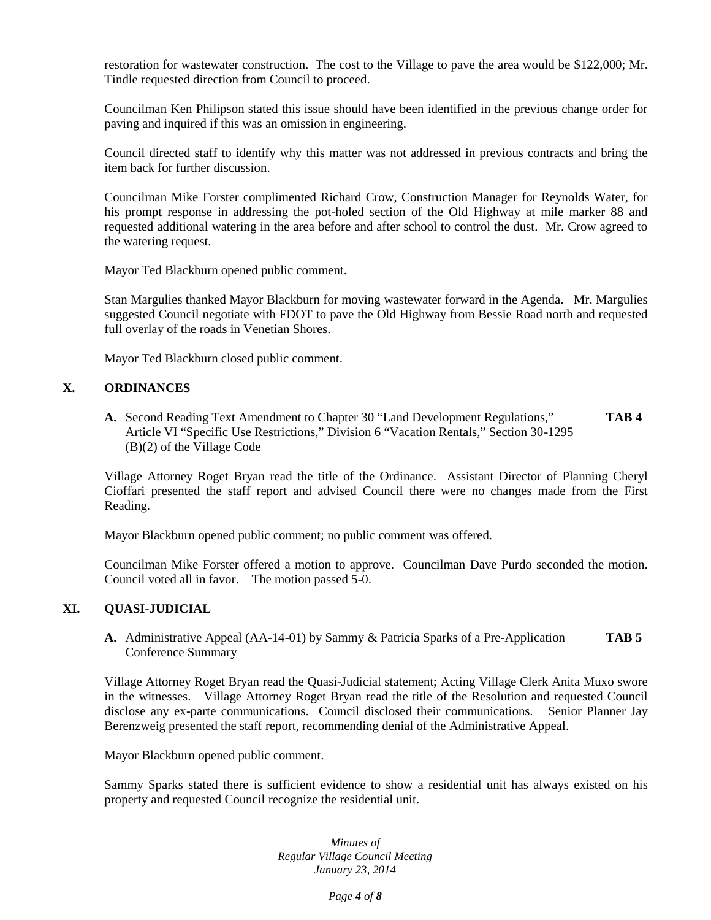restoration for wastewater construction. The cost to the Village to pave the area would be $122,000; Mr. Tindle requested direction from Council to proceed.

Councilman Ken Philipson stated this issue should have been identified in the previous change order for paving and inquired if this was an omission in engineering.

Council directed staff to identify why this matter was not addressed in previous contracts and bring the item back for further discussion.

Councilman Mike Forster complimented Richard Crow, Construction Manager for Reynolds Water, for his prompt response in addressing the pot-holed section of the Old Highway at mile marker 88 and requested additional watering in the area before and after school to control the dust. Mr. Crow agreed to the watering request.

Mayor Ted Blackburn opened public comment.

Stan Margulies thanked Mayor Blackburn for moving wastewater forward in the Agenda. Mr. Margulies suggested Council negotiate with FDOT to pave the Old Highway from Bessie Road north and requested full overlay of the roads in Venetian Shores.

Mayor Ted Blackburn closed public comment.

## X. ORDINANCES

**A.** Second Reading Text Amendment to Chapter 30 "Land Development Regulations," Article VI "Specific Use Restrictions," Division 6 "Vacation Rentals," Section 30-1295 (B)(2) of the Village Code **TAB 4**

Village Attorney Roget Bryan read the title of the Ordinance. Assistant Director of Planning Cheryl Cioffari presented the staff report and advised Council there were no changes made from the First Reading.

Mayor Blackburn opened public comment; no public comment was offered.

Councilman Mike Forster offered a motion to approve. Councilman Dave Purdo seconded the motion. Council voted all in favor. The motion passed 5-0.

## XI. QUASI-JUDICIAL

**A.** Administrative Appeal (AA-14-01) by Sammy & Patricia Sparks of a Pre-Application Conference Summary **TAB 5**

Village Attorney Roget Bryan read the Quasi-Judicial statement; Acting Village Clerk Anita Muxo swore in the witnesses. Village Attorney Roget Bryan read the title of the Resolution and requested Council disclose any ex-parte communications. Council disclosed their communications. Senior Planner Jay Berenzweig presented the staff report, recommending denial of the Administrative Appeal.

Mayor Blackburn opened public comment.

Sammy Sparks stated there is sufficient evidence to show a residential unit has always existed on his property and requested Council recognize the residential unit.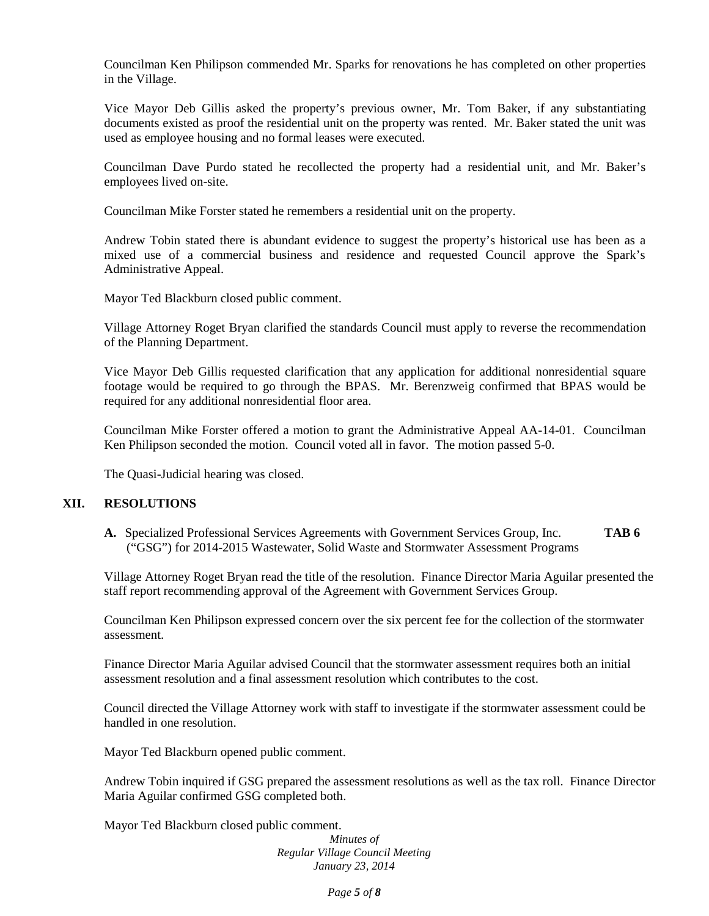Councilman Ken Philipson commended Mr. Sparks for renovations he has completed on other properties in the Village.

Vice Mayor Deb Gillis asked the property's previous owner, Mr. Tom Baker, if any substantiating documents existed as proof the residential unit on the property was rented. Mr. Baker stated the unit was used as employee housing and no formal leases were executed.

Councilman Dave Purdo stated he recollected the property had a residential unit, and Mr. Baker's employees lived on-site.

Councilman Mike Forster stated he remembers a residential unit on the property.

Andrew Tobin stated there is abundant evidence to suggest the property's historical use has been as a mixed use of a commercial business and residence and requested Council approve the Spark's Administrative Appeal.

Mayor Ted Blackburn closed public comment.

Village Attorney Roget Bryan clarified the standards Council must apply to reverse the recommendation of the Planning Department.

Vice Mayor Deb Gillis requested clarification that any application for additional nonresidential square footage would be required to go through the BPAS. Mr. Berenzweig confirmed that BPAS would be required for any additional nonresidential floor area.

Councilman Mike Forster offered a motion to grant the Administrative Appeal AA-14-01. Councilman Ken Philipson seconded the motion. Council voted all in favor. The motion passed 5-0.

The Quasi-Judicial hearing was closed.

## XII. RESOLUTIONS

**A.** Specialized Professional Services Agreements with Government Services Group, Inc. ("GSG") for 2014-2015 Wastewater, Solid Waste and Stormwater Assessment Programs **TAB 6**

Village Attorney Roget Bryan read the title of the resolution. Finance Director Maria Aguilar presented the staff report recommending approval of the Agreement with Government Services Group.

Councilman Ken Philipson expressed concern over the six percent fee for the collection of the stormwater assessment.

Finance Director Maria Aguilar advised Council that the stormwater assessment requires both an initial assessment resolution and a final assessment resolution which contributes to the cost.

Council directed the Village Attorney work with staff to investigate if the stormwater assessment could be handled in one resolution.

Mayor Ted Blackburn opened public comment.

Andrew Tobin inquired if GSG prepared the assessment resolutions as well as the tax roll. Finance Director Maria Aguilar confirmed GSG completed both.

Mayor Ted Blackburn closed public comment.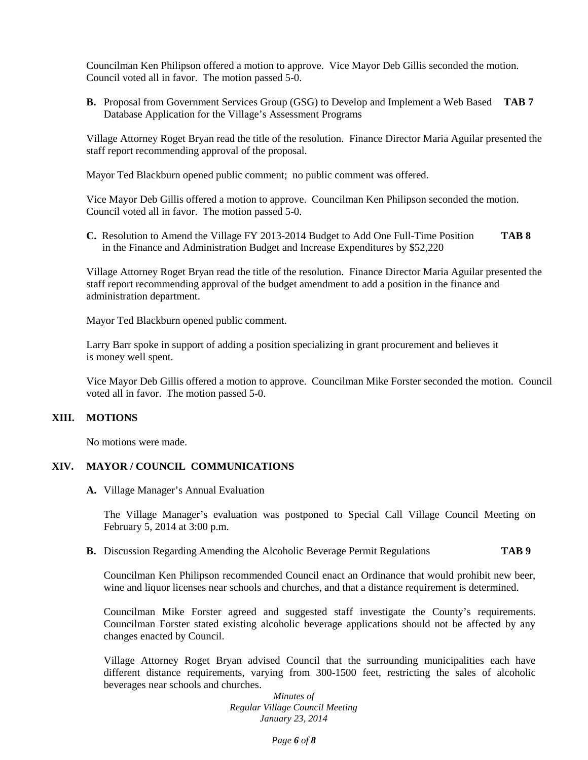Councilman Ken Philipson offered a motion to approve. Vice Mayor Deb Gillis seconded the motion. Council voted all in favor. The motion passed 5-0.

**B.** Proposal from Government Services Group (GSG) to Develop and Implement a Web Based Database Application for the Village's Assessment Programs **TAB 7**

Village Attorney Roget Bryan read the title of the resolution. Finance Director Maria Aguilar presented the staff report recommending approval of the proposal.

Mayor Ted Blackburn opened public comment; no public comment was offered.

Vice Mayor Deb Gillis offered a motion to approve. Councilman Ken Philipson seconded the motion. Council voted all in favor. The motion passed 5-0.

**C.** Resolution to Amend the Village FY 2013-2014 Budget to Add One Full-Time Position in the Finance and Administration Budget and Increase Expenditures by $52,220 **TAB 8**

Village Attorney Roget Bryan read the title of the resolution. Finance Director Maria Aguilar presented the staff report recommending approval of the budget amendment to add a position in the finance and administration department.

Mayor Ted Blackburn opened public comment.

Larry Barr spoke in support of adding a position specializing in grant procurement and believes it is money well spent.

Vice Mayor Deb Gillis offered a motion to approve. Councilman Mike Forster seconded the motion. Council voted all in favor. The motion passed 5-0.

## XIII. MOTIONS

No motions were made.

## XIV. MAYOR / COUNCIL COMMUNICATIONS

**A.** Village Manager's Annual Evaluation

The Village Manager's evaluation was postponed to Special Call Village Council Meeting on February 5, 2014 at 3:00 p.m.

**B.** Discussion Regarding Amending the Alcoholic Beverage Permit Regulations **TAB 9**

Councilman Ken Philipson recommended Council enact an Ordinance that would prohibit new beer, wine and liquor licenses near schools and churches, and that a distance requirement is determined.

Councilman Mike Forster agreed and suggested staff investigate the County's requirements. Councilman Forster stated existing alcoholic beverage applications should not be affected by any changes enacted by Council.

Village Attorney Roget Bryan advised Council that the surrounding municipalities each have different distance requirements, varying from 300-1500 feet, restricting the sales of alcoholic beverages near schools and churches.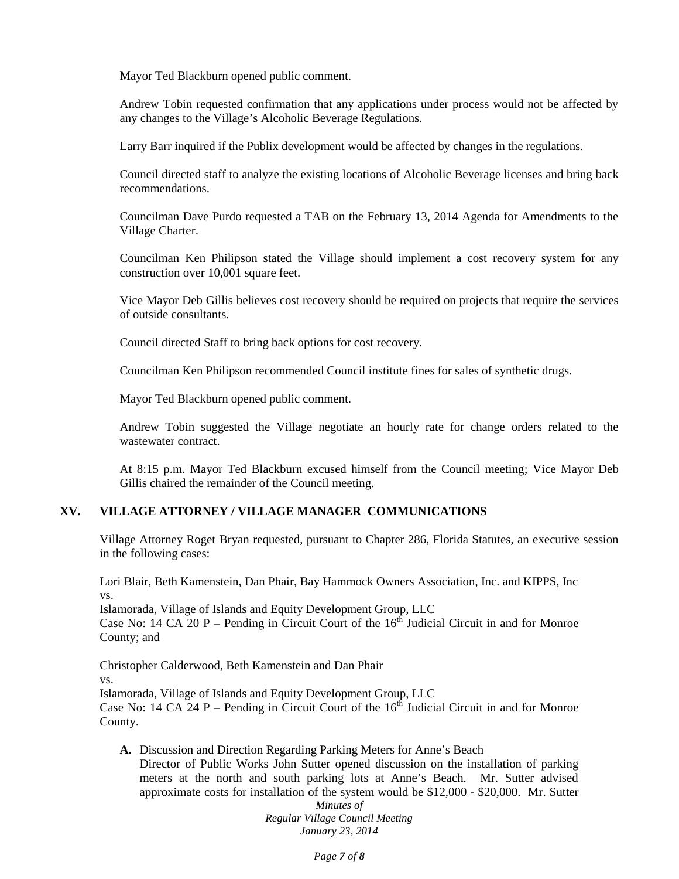Mayor Ted Blackburn opened public comment.

Andrew Tobin requested confirmation that any applications under process would not be affected by any changes to the Village's Alcoholic Beverage Regulations.

Larry Barr inquired if the Publix development would be affected by changes in the regulations.

Council directed staff to analyze the existing locations of Alcoholic Beverage licenses and bring back recommendations.

Councilman Dave Purdo requested a TAB on the February 13, 2014 Agenda for Amendments to the Village Charter.

Councilman Ken Philipson stated the Village should implement a cost recovery system for any construction over 10,001 square feet.

Vice Mayor Deb Gillis believes cost recovery should be required on projects that require the services of outside consultants.

Council directed Staff to bring back options for cost recovery.

Councilman Ken Philipson recommended Council institute fines for sales of synthetic drugs.

Mayor Ted Blackburn opened public comment.

Andrew Tobin suggested the Village negotiate an hourly rate for change orders related to the wastewater contract.

At 8:15 p.m. Mayor Ted Blackburn excused himself from the Council meeting; Vice Mayor Deb Gillis chaired the remainder of the Council meeting.

## XV. VILLAGE ATTORNEY / VILLAGE MANAGER COMMUNICATIONS

Village Attorney Roget Bryan requested, pursuant to Chapter 286, Florida Statutes, an executive session in the following cases:

Lori Blair, Beth Kamenstein, Dan Phair, Bay Hammock Owners Association, Inc. and KIPPS, Inc
vs.
Islamorada, Village of Islands and Equity Development Group, LLC
Case No: 14 CA 20 P – Pending in Circuit Court of the 16th Judicial Circuit in and for Monroe County; and

Christopher Calderwood, Beth Kamenstein and Dan Phair
vs.
Islamorada, Village of Islands and Equity Development Group, LLC
Case No: 14 CA 24 P – Pending in Circuit Court of the 16th Judicial Circuit in and for Monroe County.

**A.** Discussion and Direction Regarding Parking Meters for Anne's Beach
Director of Public Works John Sutter opened discussion on the installation of parking meters at the north and south parking lots at Anne's Beach. Mr. Sutter advised approximate costs for installation of the system would be $12,000 - $20,000. Mr. Sutter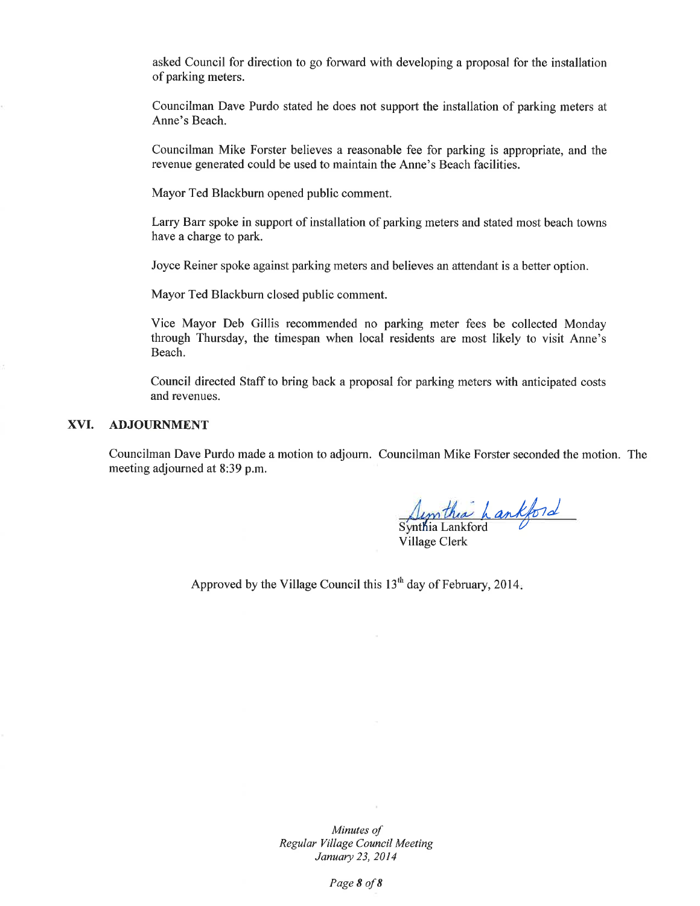asked Council for direction to go forward with developing a proposal for the installation of parking meters.

Councilman Dave Purdo stated he does not support the installation of parking meters at Anne's Beach.

Councilman Mike Forster believes a reasonable fee for parking is appropriate, and the revenue generated could be used to maintain the Anne's Beach facilities.

Mayor Ted Blackburn opened public comment.

Larry Barr spoke in support of installation of parking meters and stated most beach towns have a charge to park.

Joyce Reiner spoke against parking meters and believes an attendant is a better option.

Mayor Ted Blackburn closed public comment.

Vice Mayor Deb Gillis recommended no parking meter fees be collected Monday through Thursday, the timespan when local residents are most likely to visit Anne's Beach.

Council directed Staff to bring back a proposal for parking meters with anticipated costs and revenues.

## XVI. ADJOURNMENT

Councilman Dave Purdo made a motion to adjourn. Councilman Mike Forster seconded the motion. The meeting adjourned at 8:39 p.m.

Synthia Lankford
Synthia Lankford
Village Clerk

Approved by the Village Council this 13th day of February, 2014.

*Minutes of*
*Regular Village Council Meeting*
*January 23, 2014*